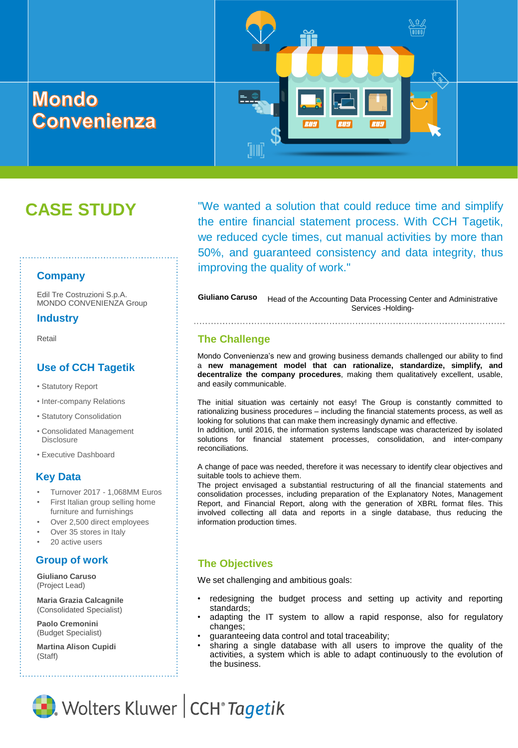# Mondo Convenienza

## CASE STUDY

"We wanted a solution that could reduce time and simplify the entire financial statement process. With CCH Tagetik, we reduced cycle times, cut manual activities by more than 50%, and guaranteed consistency and data integrity, thus improving the quality of work."

**Giuliano Caruso** Head of the Accounting Data Processing Center and Administrative Services -Holding-

### Company

Edil Tre Costruzioni S.p.A.
MONDO CONVENIENZA Group

### Industry

Retail

### Use of CCH Tagetik

- Statutory Report
- Inter-company Relations
- Statutory Consolidation
- Consolidated Management Disclosure
- Executive Dashboard

### Key Data

- Turnover 2017 - 1,068MM Euros
- First Italian group selling home furniture and furnishings
- Over 2,500 direct employees
- Over 35 stores in Italy
- 20 active users

### Group of work

**Giuliano Caruso**
(Project Lead)

**Maria Grazia Calcagnile**
(Consolidated Specialist)

**Paolo Cremonini**
(Budget Specialist)

**Martina Alison Cupidi**
(Staff)

### The Challenge

Mondo Convenienza's new and growing business demands challenged our ability to find a **new management model that can rationalize, standardize, simplify, and decentralize the company procedures**, making them qualitatively excellent, usable, and easily communicable.

The initial situation was certainly not easy! The Group is constantly committed to rationalizing business procedures – including the financial statements process, as well as looking for solutions that can make them increasingly dynamic and effective.
In addition, until 2016, the information systems landscape was characterized by isolated solutions for financial statement processes, consolidation, and inter-company reconciliations.

A change of pace was needed, therefore it was necessary to identify clear objectives and suitable tools to achieve them.
The project envisaged a substantial restructuring of all the financial statements and consolidation processes, including preparation of the Explanatory Notes, Management Report, and Financial Report, along with the generation of XBRL format files. This involved collecting all data and reports in a single database, thus reducing the information production times.

### The Objectives

We set challenging and ambitious goals:

- redesigning the budget process and setting up activity and reporting standards;
- adapting the IT system to allow a rapid response, also for regulatory changes;
- guaranteeing data control and total traceability;
- sharing a single database with all users to improve the quality of the activities, a system which is able to adapt continuously to the evolution of the business.

Wolters Kluwer | CCH® Tagetik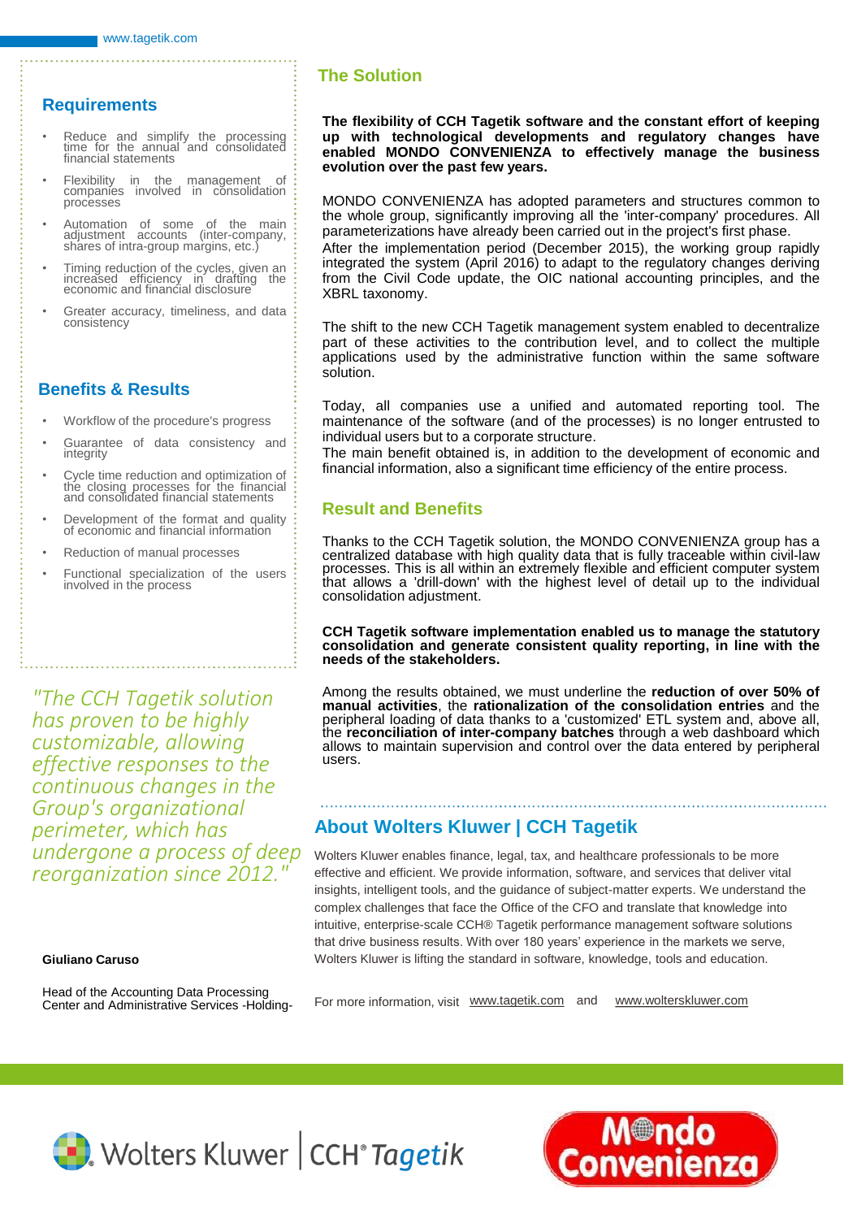## Requirements

- Reduce and simplify the processing time for the annual and consolidated financial statements
- Flexibility in the management of companies involved in consolidation processes
- Automation of some of the main adjustment accounts (inter-company, shares of intra-group margins, etc.)
- Timing reduction of the cycles, given an increased efficiency in drafting the economic and financial disclosure
- Greater accuracy, timeliness, and data consistency

## Benefits & Results

- Workflow of the procedure's progress
- Guarantee of data consistency and integrity
- Cycle time reduction and optimization of the closing processes for the financial and consolidated financial statements
- Development of the format and quality of economic and financial information
- Reduction of manual processes
- Functional specialization of the users involved in the process

*"The CCH Tagetik solution has proven to be highly customizable, allowing effective responses to the continuous changes in the Group's organizational perimeter, which has undergone a process of deep reorganization since 2012."*

**Giuliano Caruso**

Head of the Accounting Data Processing Center and Administrative Services -Holding-

## The Solution

**The flexibility of CCH Tagetik software and the constant effort of keeping up with technological developments and regulatory changes have enabled MONDO CONVENIENZA to effectively manage the business evolution over the past few years.**

MONDO CONVENIENZA has adopted parameters and structures common to the whole group, significantly improving all the 'inter-company' procedures. All parameterizations have already been carried out in the project's first phase.
After the implementation period (December 2015), the working group rapidly integrated the system (April 2016) to adapt to the regulatory changes deriving from the Civil Code update, the OIC national accounting principles, and the XBRL taxonomy.

The shift to the new CCH Tagetik management system enabled to decentralize part of these activities to the contribution level, and to collect the multiple applications used by the administrative function within the same software solution.

Today, all companies use a unified and automated reporting tool. The maintenance of the software (and of the processes) is no longer entrusted to individual users but to a corporate structure.
The main benefit obtained is, in addition to the development of economic and financial information, also a significant time efficiency of the entire process.

## Result and Benefits

Thanks to the CCH Tagetik solution, the MONDO CONVENIENZA group has a centralized database with high quality data that is fully traceable within civil-law processes. This is all within an extremely flexible and efficient computer system that allows a 'drill-down' with the highest level of detail up to the individual consolidation adjustment.

**CCH Tagetik software implementation enabled us to manage the statutory consolidation and generate consistent quality reporting, in line with the needs of the stakeholders.**

Among the results obtained, we must underline the **reduction of over 50% of manual activities**, the **rationalization of the consolidation entries** and the peripheral loading of data thanks to a 'customized' ETL system and, above all, the **reconciliation of inter-company batches** through a web dashboard which allows to maintain supervision and control over the data entered by peripheral users.

## About Wolters Kluwer | CCH Tagetik

Wolters Kluwer enables finance, legal, tax, and healthcare professionals to be more effective and efficient. We provide information, software, and services that deliver vital insights, intelligent tools, and the guidance of subject-matter experts. We understand the complex challenges that face the Office of the CFO and translate that knowledge into intuitive, enterprise-scale CCH® Tagetik performance management software solutions that drive business results. With over 180 years' experience in the markets we serve, Wolters Kluwer is lifting the standard in software, knowledge, tools and education.

For more information, visit www.tagetik.com and www.wolterskluwer.com

Wolters Kluwer | CCH® Tagetik

Mondo Convenienza